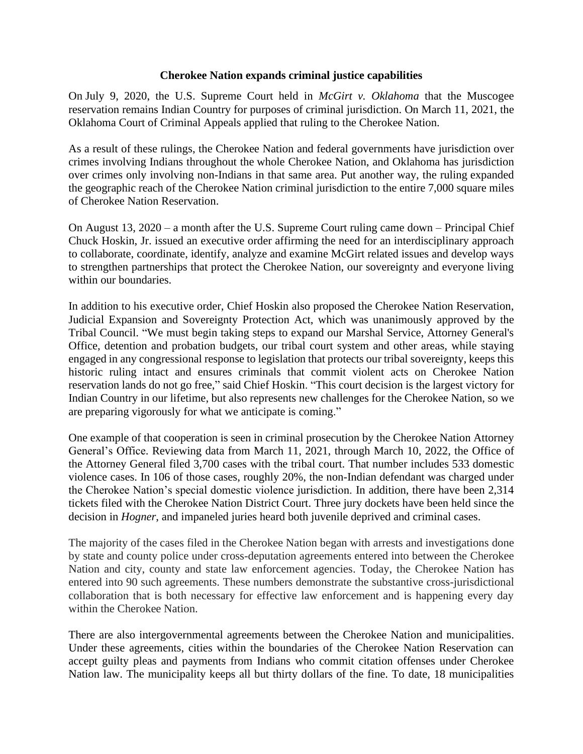**Cherokee Nation expands criminal justice capabilities**

On July 9, 2020, the U.S. Supreme Court held in *McGirt v. Oklahoma* that the Muscogee reservation remains Indian Country for purposes of criminal jurisdiction. On March 11, 2021, the Oklahoma Court of Criminal Appeals applied that ruling to the Cherokee Nation.

As a result of these rulings, the Cherokee Nation and federal governments have jurisdiction over crimes involving Indians throughout the whole Cherokee Nation, and Oklahoma has jurisdiction over crimes only involving non-Indians in that same area. Put another way, the ruling expanded the geographic reach of the Cherokee Nation criminal jurisdiction to the entire 7,000 square miles of Cherokee Nation Reservation.

On August 13, 2020 – a month after the U.S. Supreme Court ruling came down – Principal Chief Chuck Hoskin, Jr. issued an executive order affirming the need for an interdisciplinary approach to collaborate, coordinate, identify, analyze and examine McGirt related issues and develop ways to strengthen partnerships that protect the Cherokee Nation, our sovereignty and everyone living within our boundaries.

In addition to his executive order, Chief Hoskin also proposed the Cherokee Nation Reservation, Judicial Expansion and Sovereignty Protection Act, which was unanimously approved by the Tribal Council. "We must begin taking steps to expand our Marshal Service, Attorney General's Office, detention and probation budgets, our tribal court system and other areas, while staying engaged in any congressional response to legislation that protects our tribal sovereignty, keeps this historic ruling intact and ensures criminals that commit violent acts on Cherokee Nation reservation lands do not go free," said Chief Hoskin. "This court decision is the largest victory for Indian Country in our lifetime, but also represents new challenges for the Cherokee Nation, so we are preparing vigorously for what we anticipate is coming."

One example of that cooperation is seen in criminal prosecution by the Cherokee Nation Attorney General's Office. Reviewing data from March 11, 2021, through March 10, 2022, the Office of the Attorney General filed 3,700 cases with the tribal court. That number includes 533 domestic violence cases. In 106 of those cases, roughly 20%, the non-Indian defendant was charged under the Cherokee Nation's special domestic violence jurisdiction. In addition, there have been 2,314 tickets filed with the Cherokee Nation District Court. Three jury dockets have been held since the decision in *Hogner*, and impaneled juries heard both juvenile deprived and criminal cases.

The majority of the cases filed in the Cherokee Nation began with arrests and investigations done by state and county police under cross-deputation agreements entered into between the Cherokee Nation and city, county and state law enforcement agencies. Today, the Cherokee Nation has entered into 90 such agreements. These numbers demonstrate the substantive cross-jurisdictional collaboration that is both necessary for effective law enforcement and is happening every day within the Cherokee Nation.

There are also intergovernmental agreements between the Cherokee Nation and municipalities. Under these agreements, cities within the boundaries of the Cherokee Nation Reservation can accept guilty pleas and payments from Indians who commit citation offenses under Cherokee Nation law. The municipality keeps all but thirty dollars of the fine. To date, 18 municipalities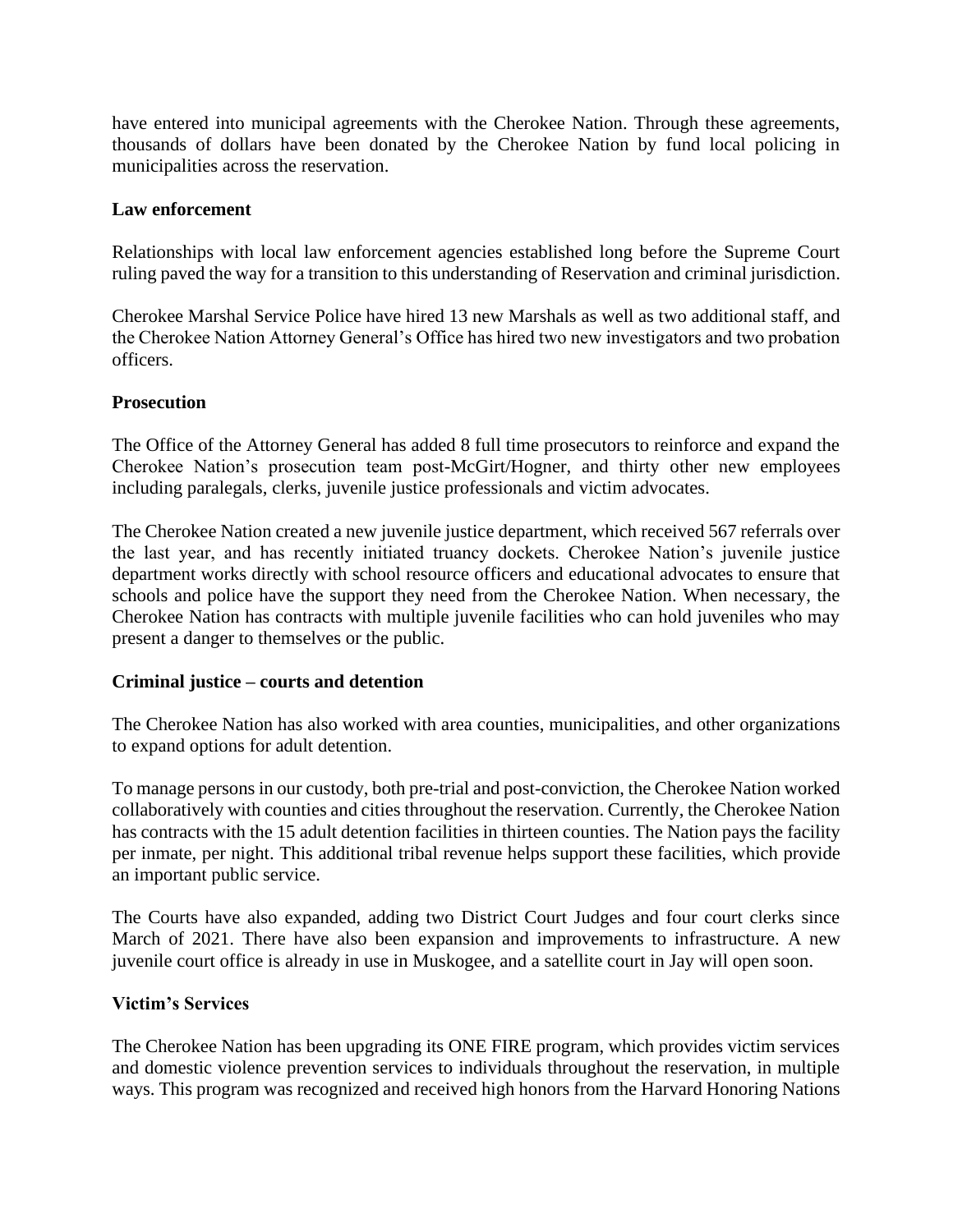have entered into municipal agreements with the Cherokee Nation. Through these agreements, thousands of dollars have been donated by the Cherokee Nation by fund local policing in municipalities across the reservation.

**Law enforcement**

Relationships with local law enforcement agencies established long before the Supreme Court ruling paved the way for a transition to this understanding of Reservation and criminal jurisdiction.

Cherokee Marshal Service Police have hired 13 new Marshals as well as two additional staff, and the Cherokee Nation Attorney General's Office has hired two new investigators and two probation officers.

**Prosecution**

The Office of the Attorney General has added 8 full time prosecutors to reinforce and expand the Cherokee Nation's prosecution team post-McGirt/Hogner, and thirty other new employees including paralegals, clerks, juvenile justice professionals and victim advocates.

The Cherokee Nation created a new juvenile justice department, which received 567 referrals over the last year, and has recently initiated truancy dockets. Cherokee Nation's juvenile justice department works directly with school resource officers and educational advocates to ensure that schools and police have the support they need from the Cherokee Nation. When necessary, the Cherokee Nation has contracts with multiple juvenile facilities who can hold juveniles who may present a danger to themselves or the public.

**Criminal justice – courts and detention**

The Cherokee Nation has also worked with area counties, municipalities, and other organizations to expand options for adult detention.

To manage persons in our custody, both pre-trial and post-conviction, the Cherokee Nation worked collaboratively with counties and cities throughout the reservation. Currently, the Cherokee Nation has contracts with the 15 adult detention facilities in thirteen counties. The Nation pays the facility per inmate, per night. This additional tribal revenue helps support these facilities, which provide an important public service.

The Courts have also expanded, adding two District Court Judges and four court clerks since March of 2021. There have also been expansion and improvements to infrastructure. A new juvenile court office is already in use in Muskogee, and a satellite court in Jay will open soon.

**Victim's Services**

The Cherokee Nation has been upgrading its ONE FIRE program, which provides victim services and domestic violence prevention services to individuals throughout the reservation, in multiple ways. This program was recognized and received high honors from the Harvard Honoring Nations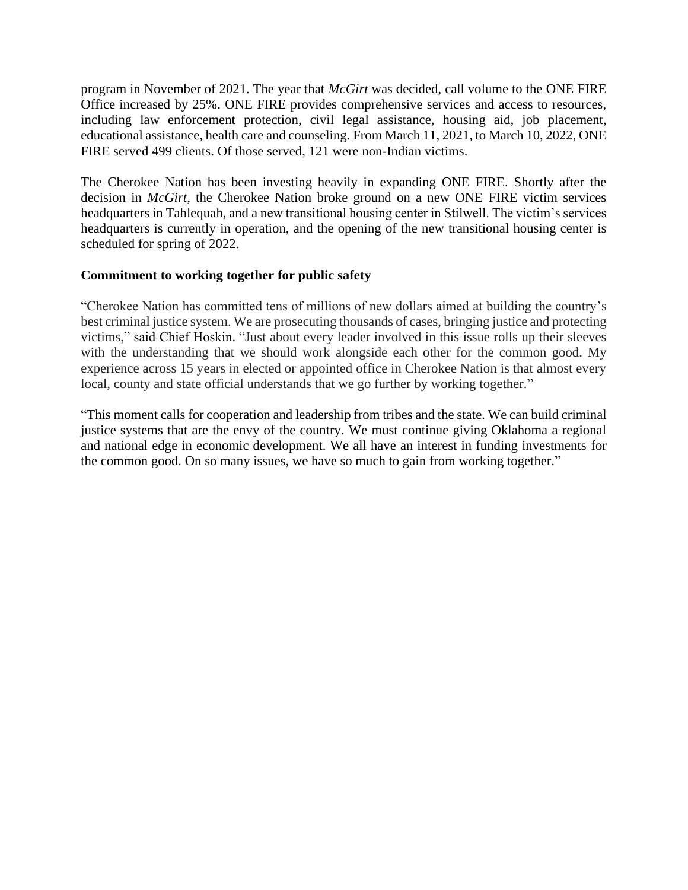program in November of 2021. The year that *McGirt* was decided, call volume to the ONE FIRE Office increased by 25%. ONE FIRE provides comprehensive services and access to resources, including law enforcement protection, civil legal assistance, housing aid, job placement, educational assistance, health care and counseling. From March 11, 2021, to March 10, 2022, ONE FIRE served 499 clients. Of those served, 121 were non-Indian victims.

The Cherokee Nation has been investing heavily in expanding ONE FIRE. Shortly after the decision in *McGirt*, the Cherokee Nation broke ground on a new ONE FIRE victim services headquarters in Tahlequah, and a new transitional housing center in Stilwell. The victim's services headquarters is currently in operation, and the opening of the new transitional housing center is scheduled for spring of 2022.

**Commitment to working together for public safety**

"Cherokee Nation has committed tens of millions of new dollars aimed at building the country's best criminal justice system. We are prosecuting thousands of cases, bringing justice and protecting victims," said Chief Hoskin. "Just about every leader involved in this issue rolls up their sleeves with the understanding that we should work alongside each other for the common good. My experience across 15 years in elected or appointed office in Cherokee Nation is that almost every local, county and state official understands that we go further by working together."

"This moment calls for cooperation and leadership from tribes and the state. We can build criminal justice systems that are the envy of the country. We must continue giving Oklahoma a regional and national edge in economic development. We all have an interest in funding investments for the common good. On so many issues, we have so much to gain from working together."